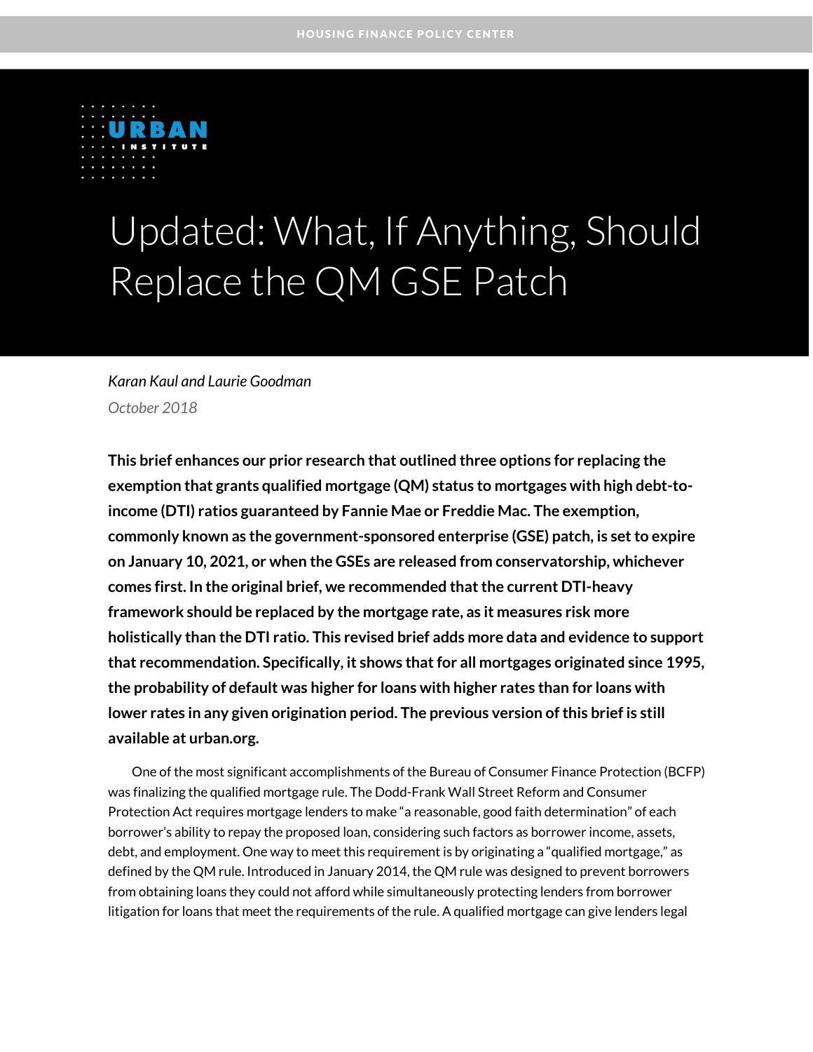HOUSING FINANCE POLICY CENTER

URBAN INSTITUTE

# Updated: What, If Anything, Should Replace the QM GSE Patch

*Karan Kaul and Laurie Goodman*

*October 2018*

**This brief enhances our prior research that outlined three options for replacing the exemption that grants qualified mortgage (QM) status to mortgages with high debt-to-income (DTI) ratios guaranteed by Fannie Mae or Freddie Mac. The exemption, commonly known as the government-sponsored enterprise (GSE) patch, is set to expire on January 10, 2021, or when the GSEs are released from conservatorship, whichever comes first. In the original brief, we recommended that the current DTI-heavy framework should be replaced by the mortgage rate, as it measures risk more holistically than the DTI ratio. This revised brief adds more data and evidence to support that recommendation. Specifically, it shows that for all mortgages originated since 1995, the probability of default was higher for loans with higher rates than for loans with lower rates in any given origination period. The previous version of this brief is still available at urban.org.**

One of the most significant accomplishments of the Bureau of Consumer Finance Protection (BCFP) was finalizing the qualified mortgage rule. The Dodd-Frank Wall Street Reform and Consumer Protection Act requires mortgage lenders to make "a reasonable, good faith determination" of each borrower's ability to repay the proposed loan, considering such factors as borrower income, assets, debt, and employment. One way to meet this requirement is by originating a "qualified mortgage," as defined by the QM rule. Introduced in January 2014, the QM rule was designed to prevent borrowers from obtaining loans they could not afford while simultaneously protecting lenders from borrower litigation for loans that meet the requirements of the rule. A qualified mortgage can give lenders legal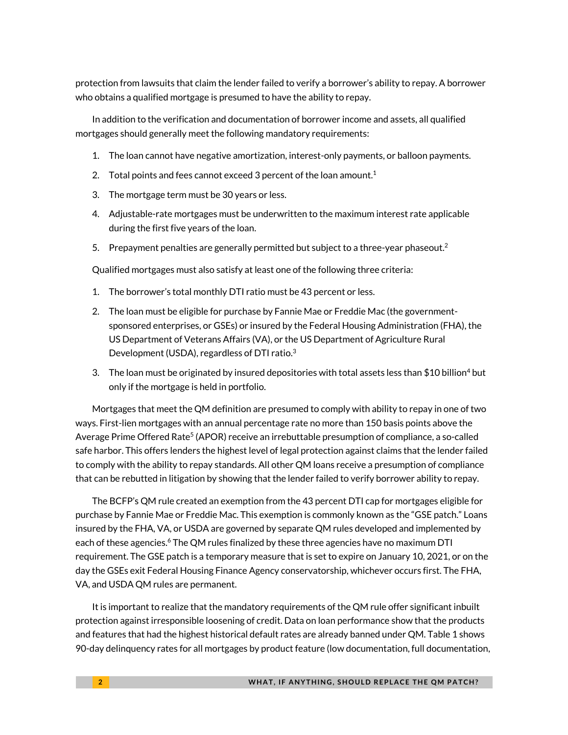protection from lawsuits that claim the lender failed to verify a borrower's ability to repay. A borrower who obtains a qualified mortgage is presumed to have the ability to repay.

In addition to the verification and documentation of borrower income and assets, all qualified mortgages should generally meet the following mandatory requirements:

1. The loan cannot have negative amortization, interest-only payments, or balloon payments.
2. Total points and fees cannot exceed 3 percent of the loan amount.[1]
3. The mortgage term must be 30 years or less.
4. Adjustable-rate mortgages must be underwritten to the maximum interest rate applicable during the first five years of the loan.
5. Prepayment penalties are generally permitted but subject to a three-year phaseout.[2]

Qualified mortgages must also satisfy at least one of the following three criteria:

1. The borrower's total monthly DTI ratio must be 43 percent or less.
2. The loan must be eligible for purchase by Fannie Mae or Freddie Mac (the government-sponsored enterprises, or GSEs) or insured by the Federal Housing Administration (FHA), the US Department of Veterans Affairs (VA), or the US Department of Agriculture Rural Development (USDA), regardless of DTI ratio.[3]
3. The loan must be originated by insured depositories with total assets less than $10 billion[4] but only if the mortgage is held in portfolio.

Mortgages that meet the QM definition are presumed to comply with ability to repay in one of two ways. First-lien mortgages with an annual percentage rate no more than 150 basis points above the Average Prime Offered Rate[5] (APOR) receive an irrebuttable presumption of compliance, a so-called safe harbor. This offers lenders the highest level of legal protection against claims that the lender failed to comply with the ability to repay standards. All other QM loans receive a presumption of compliance that can be rebutted in litigation by showing that the lender failed to verify borrower ability to repay.

The BCFP's QM rule created an exemption from the 43 percent DTI cap for mortgages eligible for purchase by Fannie Mae or Freddie Mac. This exemption is commonly known as the "GSE patch." Loans insured by the FHA, VA, or USDA are governed by separate QM rules developed and implemented by each of these agencies.[6] The QM rules finalized by these three agencies have no maximum DTI requirement. The GSE patch is a temporary measure that is set to expire on January 10, 2021, or on the day the GSEs exit Federal Housing Finance Agency conservatorship, whichever occurs first. The FHA, VA, and USDA QM rules are permanent.

It is important to realize that the mandatory requirements of the QM rule offer significant inbuilt protection against irresponsible loosening of credit. Data on loan performance show that the products and features that had the highest historical default rates are already banned under QM. Table 1 shows 90-day delinquency rates for all mortgages by product feature (low documentation, full documentation,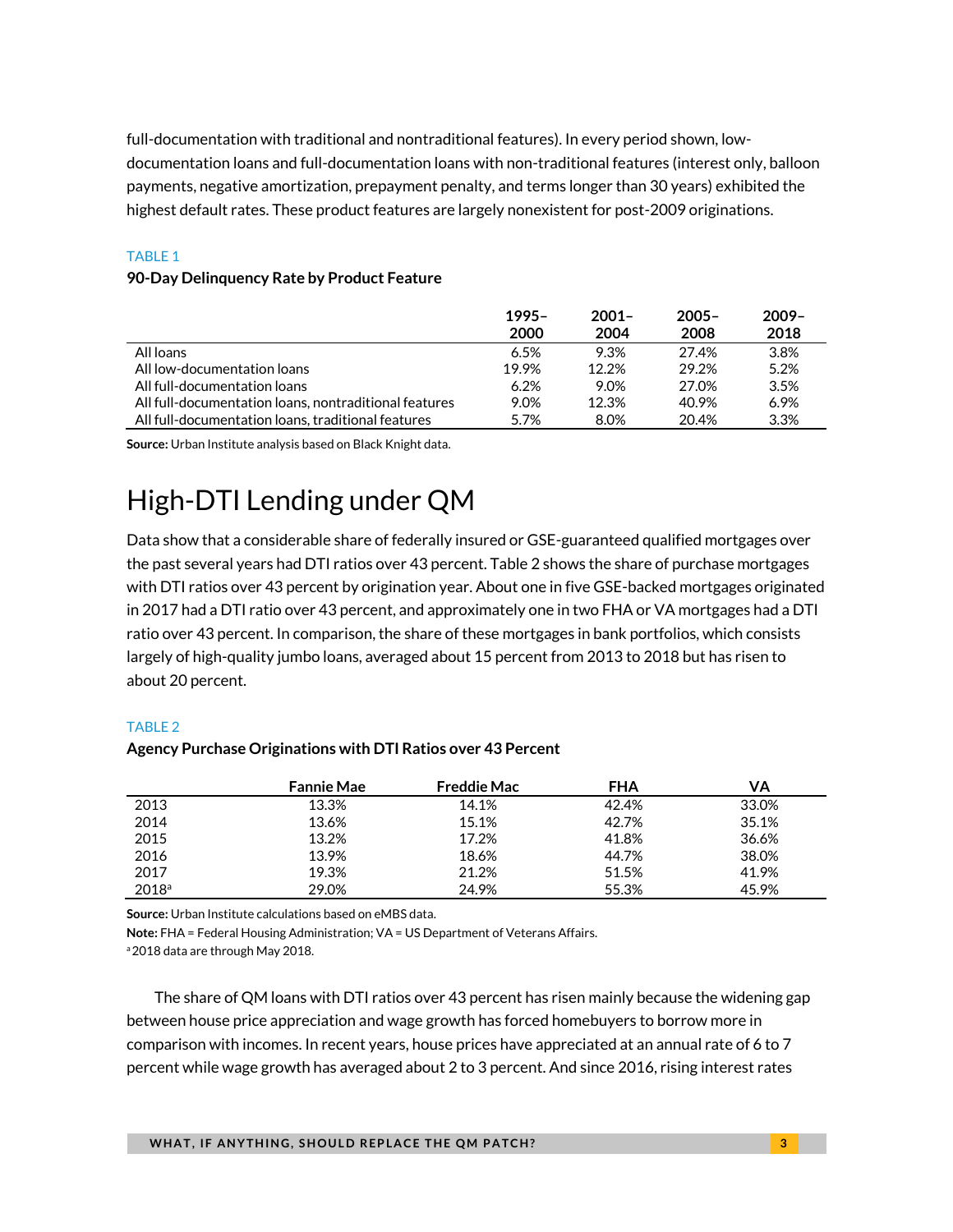full-documentation with traditional and nontraditional features). In every period shown, low-documentation loans and full-documentation loans with non-traditional features (interest only, balloon payments, negative amortization, prepayment penalty, and terms longer than 30 years) exhibited the highest default rates. These product features are largely nonexistent for post-2009 originations.

TABLE 1

**90-Day Delinquency Rate by Product Feature**

| | 1995–2000 | 2001–2004 | 2005–2008 | 2009–2018 |
|---|---|---|---|---|
| All loans | 6.5% | 9.3% | 27.4% | 3.8% |
| All low-documentation loans | 19.9% | 12.2% | 29.2% | 5.2% |
| All full-documentation loans | 6.2% | 9.0% | 27.0% | 3.5% |
| All full-documentation loans, nontraditional features | 9.0% | 12.3% | 40.9% | 6.9% |
| All full-documentation loans, traditional features | 5.7% | 8.0% | 20.4% | 3.3% |

**Source:** Urban Institute analysis based on Black Knight data.

# High-DTI Lending under QM

Data show that a considerable share of federally insured or GSE-guaranteed qualified mortgages over the past several years had DTI ratios over 43 percent. Table 2 shows the share of purchase mortgages with DTI ratios over 43 percent by origination year. About one in five GSE-backed mortgages originated in 2017 had a DTI ratio over 43 percent, and approximately one in two FHA or VA mortgages had a DTI ratio over 43 percent. In comparison, the share of these mortgages in bank portfolios, which consists largely of high-quality jumbo loans, averaged about 15 percent from 2013 to 2018 but has risen to about 20 percent.

TABLE 2

**Agency Purchase Originations with DTI Ratios over 43 Percent**

| | Fannie Mae | Freddie Mac | FHA | VA |
|---|---|---|---|---|
| 2013 | 13.3% | 14.1% | 42.4% | 33.0% |
| 2014 | 13.6% | 15.1% | 42.7% | 35.1% |
| 2015 | 13.2% | 17.2% | 41.8% | 36.6% |
| 2016 | 13.9% | 18.6% | 44.7% | 38.0% |
| 2017 | 19.3% | 21.2% | 51.5% | 41.9% |
| 2018[a] | 29.0% | 24.9% | 55.3% | 45.9% |

**Source:** Urban Institute calculations based on eMBS data.

**Note:** FHA = Federal Housing Administration; VA = US Department of Veterans Affairs.

[a] 2018 data are through May 2018.

The share of QM loans with DTI ratios over 43 percent has risen mainly because the widening gap between house price appreciation and wage growth has forced homebuyers to borrow more in comparison with incomes. In recent years, house prices have appreciated at an annual rate of 6 to 7 percent while wage growth has averaged about 2 to 3 percent. And since 2016, rising interest rates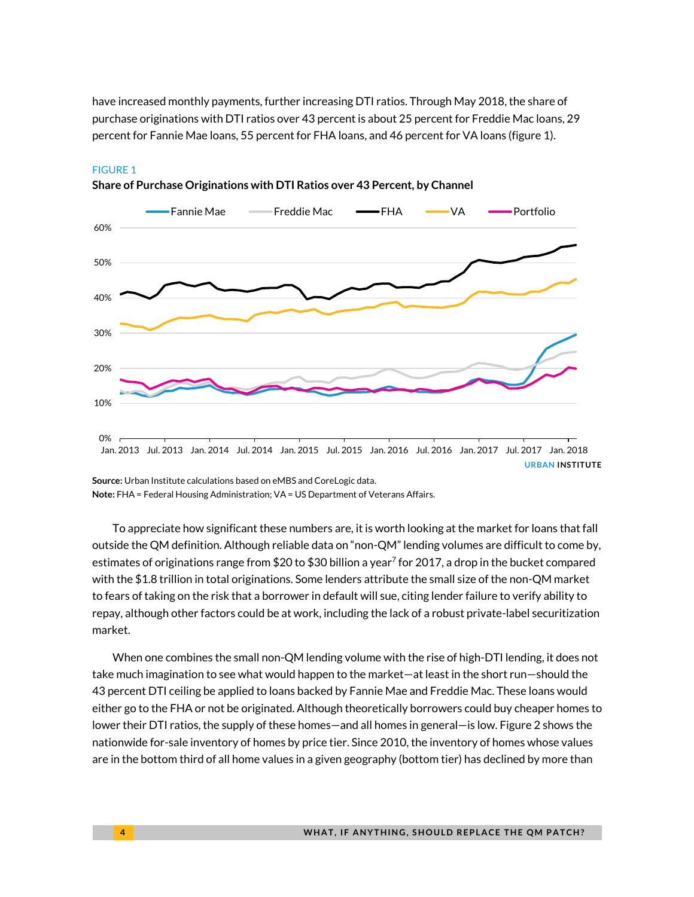have increased monthly payments, further increasing DTI ratios. Through May 2018, the share of purchase originations with DTI ratios over 43 percent is about 25 percent for Freddie Mac loans, 29 percent for Fannie Mae loans, 55 percent for FHA loans, and 46 percent for VA loans (figure 1).

FIGURE 1

**Share of Purchase Originations with DTI Ratios over 43 Percent, by Channel**

**Source:** Urban Institute calculations based on eMBS and CoreLogic data.
**Note:** FHA = Federal Housing Administration; VA = US Department of Veterans Affairs.

To appreciate how significant these numbers are, it is worth looking at the market for loans that fall outside the QM definition. Although reliable data on "non-QM" lending volumes are difficult to come by, estimates of originations range from $20 to $30 billion a year[7] for 2017, a drop in the bucket compared with the $1.8 trillion in total originations. Some lenders attribute the small size of the non-QM market to fears of taking on the risk that a borrower in default will sue, citing lender failure to verify ability to repay, although other factors could be at work, including the lack of a robust private-label securitization market.

When one combines the small non-QM lending volume with the rise of high-DTI lending, it does not take much imagination to see what would happen to the market—at least in the short run—should the 43 percent DTI ceiling be applied to loans backed by Fannie Mae and Freddie Mac. These loans would either go to the FHA or not be originated. Although theoretically borrowers could buy cheaper homes to lower their DTI ratios, the supply of these homes—and all homes in general—is low. Figure 2 shows the nationwide for-sale inventory of homes by price tier. Since 2010, the inventory of homes whose values are in the bottom third of all home values in a given geography (bottom tier) has declined by more than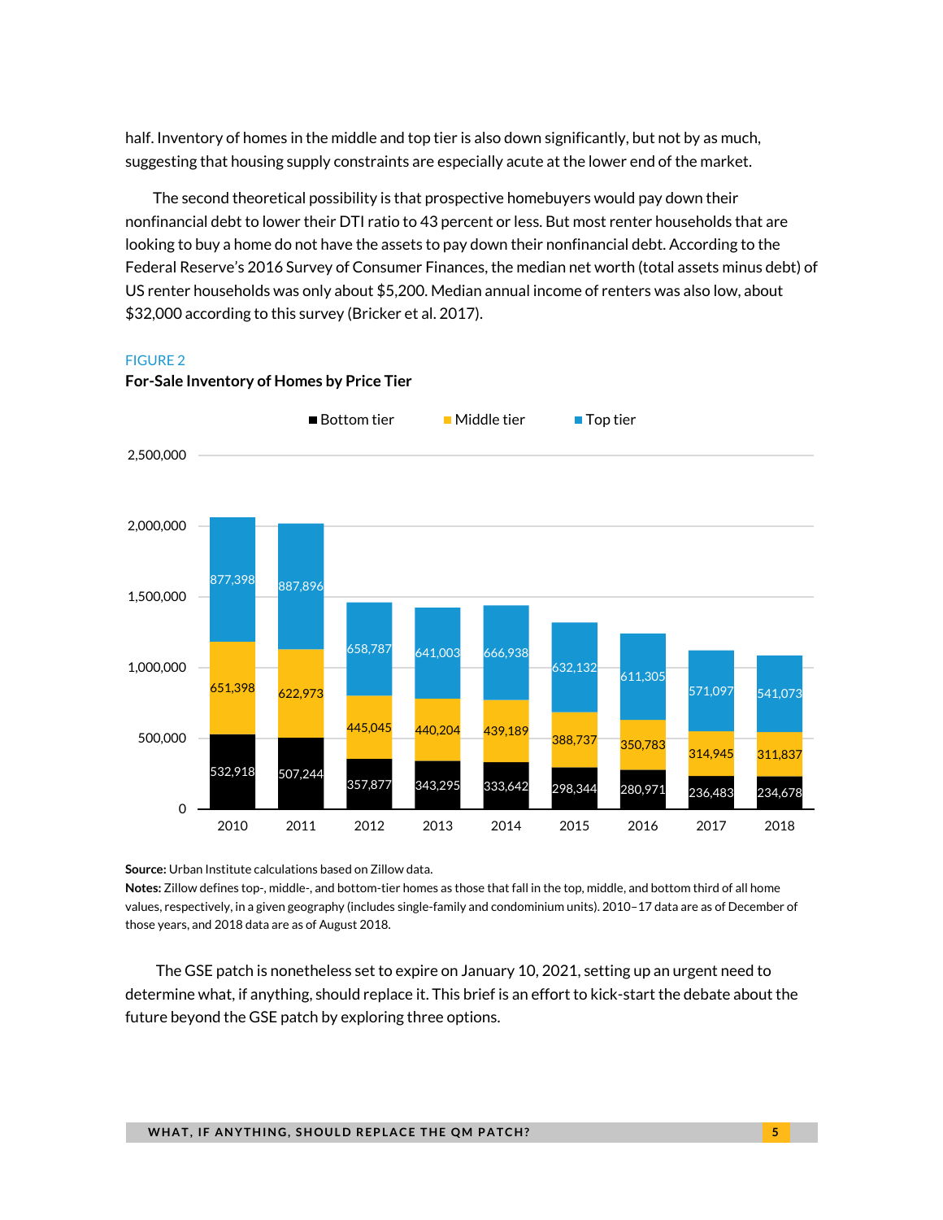half. Inventory of homes in the middle and top tier is also down significantly, but not by as much, suggesting that housing supply constraints are especially acute at the lower end of the market.

The second theoretical possibility is that prospective homebuyers would pay down their nonfinancial debt to lower their DTI ratio to 43 percent or less. But most renter households that are looking to buy a home do not have the assets to pay down their nonfinancial debt. According to the Federal Reserve's 2016 Survey of Consumer Finances, the median net worth (total assets minus debt) of US renter households was only about $5,200. Median annual income of renters was also low, about $32,000 according to this survey (Bricker et al. 2017).

FIGURE 2

**For-Sale Inventory of Homes by Price Tier**

| Year | Bottom tier | Middle tier | Top tier |
|---|---|---|---|
| 2010 | 532,918 | 651,398 | 877,398 |
| 2011 | 507,244 | 622,973 | 887,896 |
| 2012 | 357,877 | 445,045 | 658,787 |
| 2013 | 343,295 | 440,204 | 641,003 |
| 2014 | 333,642 | 439,189 | 666,938 |
| 2015 | 298,344 | 388,737 | 632,132 |
| 2016 | 280,971 | 350,783 | 611,305 |
| 2017 | 236,483 | 314,945 | 571,097 |
| 2018 | 234,678 | 311,837 | 541,073 |

**Source:** Urban Institute calculations based on Zillow data.

**Notes:** Zillow defines top-, middle-, and bottom-tier homes as those that fall in the top, middle, and bottom third of all home values, respectively, in a given geography (includes single-family and condominium units). 2010–17 data are as of December of those years, and 2018 data are as of August 2018.

The GSE patch is nonetheless set to expire on January 10, 2021, setting up an urgent need to determine what, if anything, should replace it. This brief is an effort to kick-start the debate about the future beyond the GSE patch by exploring three options.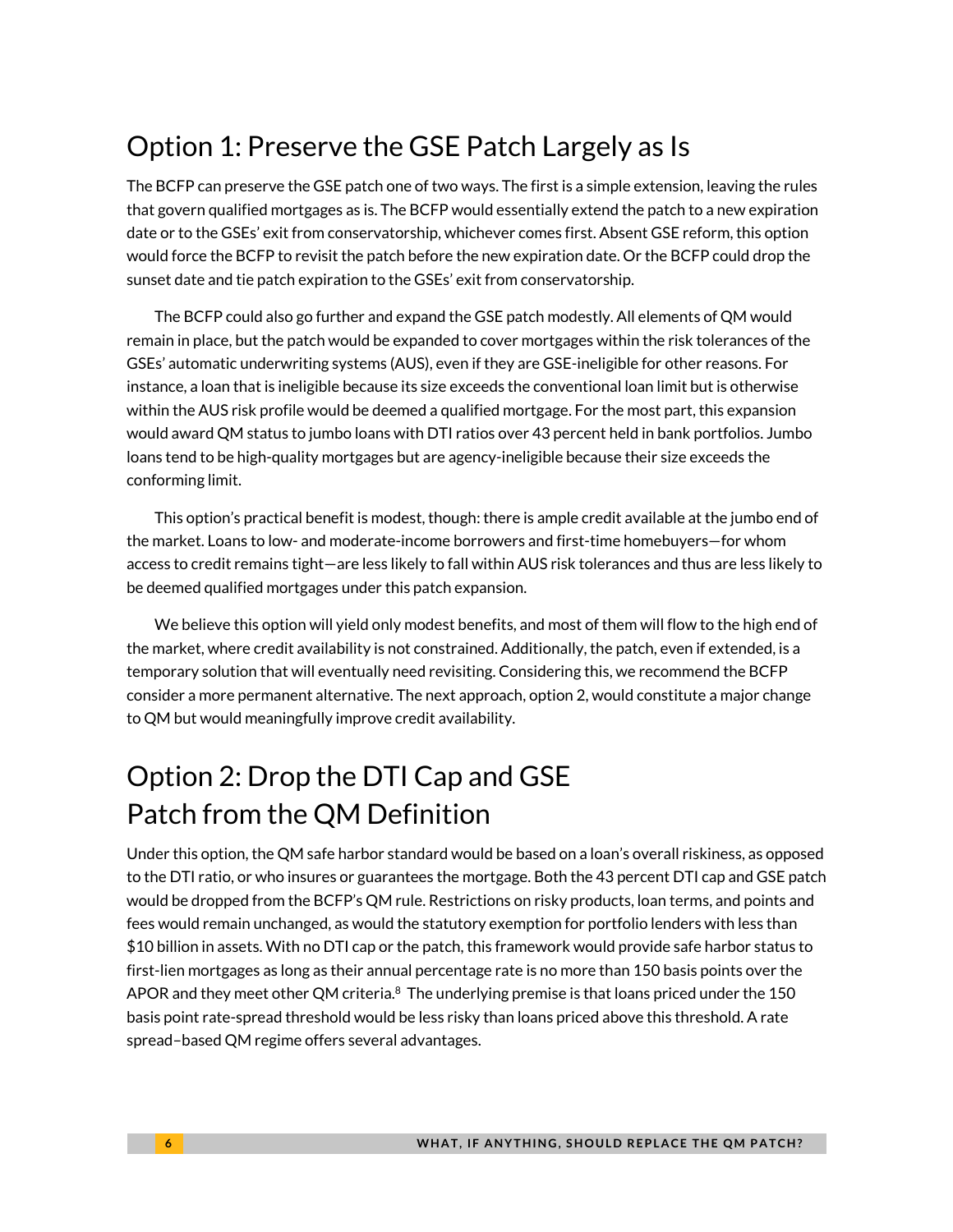## Option 1: Preserve the GSE Patch Largely as Is

The BCFP can preserve the GSE patch one of two ways. The first is a simple extension, leaving the rules that govern qualified mortgages as is. The BCFP would essentially extend the patch to a new expiration date or to the GSEs' exit from conservatorship, whichever comes first. Absent GSE reform, this option would force the BCFP to revisit the patch before the new expiration date. Or the BCFP could drop the sunset date and tie patch expiration to the GSEs' exit from conservatorship.

The BCFP could also go further and expand the GSE patch modestly. All elements of QM would remain in place, but the patch would be expanded to cover mortgages within the risk tolerances of the GSEs' automatic underwriting systems (AUS), even if they are GSE-ineligible for other reasons. For instance, a loan that is ineligible because its size exceeds the conventional loan limit but is otherwise within the AUS risk profile would be deemed a qualified mortgage. For the most part, this expansion would award QM status to jumbo loans with DTI ratios over 43 percent held in bank portfolios. Jumbo loans tend to be high-quality mortgages but are agency-ineligible because their size exceeds the conforming limit.

This option's practical benefit is modest, though: there is ample credit available at the jumbo end of the market. Loans to low- and moderate-income borrowers and first-time homebuyers—for whom access to credit remains tight—are less likely to fall within AUS risk tolerances and thus are less likely to be deemed qualified mortgages under this patch expansion.

We believe this option will yield only modest benefits, and most of them will flow to the high end of the market, where credit availability is not constrained. Additionally, the patch, even if extended, is a temporary solution that will eventually need revisiting. Considering this, we recommend the BCFP consider a more permanent alternative. The next approach, option 2, would constitute a major change to QM but would meaningfully improve credit availability.

## Option 2: Drop the DTI Cap and GSE Patch from the QM Definition

Under this option, the QM safe harbor standard would be based on a loan's overall riskiness, as opposed to the DTI ratio, or who insures or guarantees the mortgage. Both the 43 percent DTI cap and GSE patch would be dropped from the BCFP's QM rule. Restrictions on risky products, loan terms, and points and fees would remain unchanged, as would the statutory exemption for portfolio lenders with less than $10 billion in assets. With no DTI cap or the patch, this framework would provide safe harbor status to first-lien mortgages as long as their annual percentage rate is no more than 150 basis points over the APOR and they meet other QM criteria.[8] The underlying premise is that loans priced under the 150 basis point rate-spread threshold would be less risky than loans priced above this threshold. A rate spread–based QM regime offers several advantages.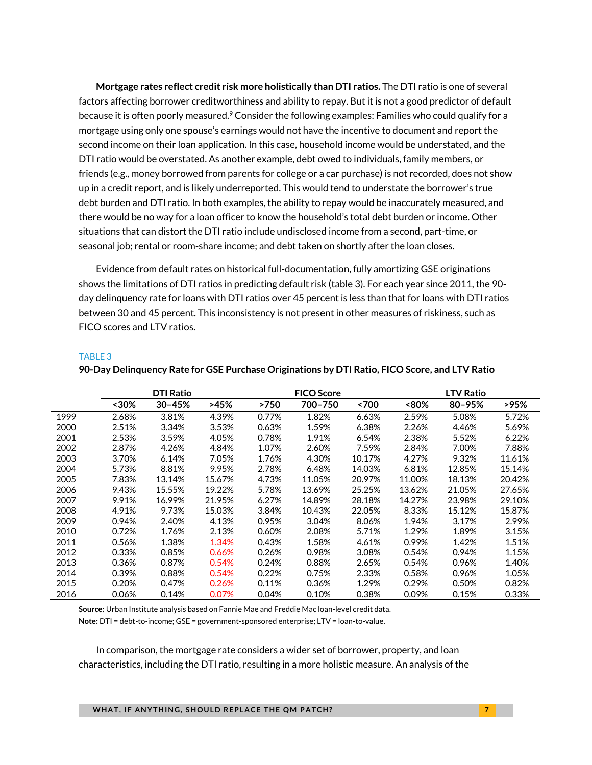**Mortgage rates reflect credit risk more holistically than DTI ratios.** The DTI ratio is one of several factors affecting borrower creditworthiness and ability to repay. But it is not a good predictor of default because it is often poorly measured.[9] Consider the following examples: Families who could qualify for a mortgage using only one spouse's earnings would not have the incentive to document and report the second income on their loan application. In this case, household income would be understated, and the DTI ratio would be overstated. As another example, debt owed to individuals, family members, or friends (e.g., money borrowed from parents for college or a car purchase) is not recorded, does not show up in a credit report, and is likely underreported. This would tend to understate the borrower's true debt burden and DTI ratio. In both examples, the ability to repay would be inaccurately measured, and there would be no way for a loan officer to know the household's total debt burden or income. Other situations that can distort the DTI ratio include undisclosed income from a second, part-time, or seasonal job; rental or room-share income; and debt taken on shortly after the loan closes.

Evidence from default rates on historical full-documentation, fully amortizing GSE originations shows the limitations of DTI ratios in predicting default risk (table 3). For each year since 2011, the 90-day delinquency rate for loans with DTI ratios over 45 percent is less than that for loans with DTI ratios between 30 and 45 percent. This inconsistency is not present in other measures of riskiness, such as FICO scores and LTV ratios.

TABLE 3

**90-Day Delinquency Rate for GSE Purchase Originations by DTI Ratio, FICO Score, and LTV Ratio**

| | DTI Ratio | | | FICO Score | | | LTV Ratio | | |
|---|---|---|---|---|---|---|---|---|---|
| | <30% | 30–45% | >45% | >750 | 700–750 | <700 | <80% | 80–95% | >95% |
| 1999 | 2.68% | 3.81% | 4.39% | 0.77% | 1.82% | 6.63% | 2.59% | 5.08% | 5.72% |
| 2000 | 2.51% | 3.34% | 3.53% | 0.63% | 1.59% | 6.38% | 2.26% | 4.46% | 5.69% |
| 2001 | 2.53% | 3.59% | 4.05% | 0.78% | 1.91% | 6.54% | 2.38% | 5.52% | 6.22% |
| 2002 | 2.87% | 4.26% | 4.84% | 1.07% | 2.60% | 7.59% | 2.84% | 7.00% | 7.88% |
| 2003 | 3.70% | 6.14% | 7.05% | 1.76% | 4.30% | 10.17% | 4.27% | 9.32% | 11.61% |
| 2004 | 5.73% | 8.81% | 9.95% | 2.78% | 6.48% | 14.03% | 6.81% | 12.85% | 15.14% |
| 2005 | 7.83% | 13.14% | 15.67% | 4.73% | 11.05% | 20.97% | 11.00% | 18.13% | 20.42% |
| 2006 | 9.43% | 15.55% | 19.22% | 5.78% | 13.69% | 25.25% | 13.62% | 21.05% | 27.65% |
| 2007 | 9.91% | 16.99% | 21.95% | 6.27% | 14.89% | 28.18% | 14.27% | 23.98% | 29.10% |
| 2008 | 4.91% | 9.73% | 15.03% | 3.84% | 10.43% | 22.05% | 8.33% | 15.12% | 15.87% |
| 2009 | 0.94% | 2.40% | 4.13% | 0.95% | 3.04% | 8.06% | 1.94% | 3.17% | 2.99% |
| 2010 | 0.72% | 1.76% | 2.13% | 0.60% | 2.08% | 5.71% | 1.29% | 1.89% | 3.15% |
| 2011 | 0.56% | 1.38% | 1.34% | 0.43% | 1.58% | 4.61% | 0.99% | 1.42% | 1.51% |
| 2012 | 0.33% | 0.85% | 0.66% | 0.26% | 0.98% | 3.08% | 0.54% | 0.94% | 1.15% |
| 2013 | 0.36% | 0.87% | 0.54% | 0.24% | 0.88% | 2.65% | 0.54% | 0.96% | 1.40% |
| 2014 | 0.39% | 0.88% | 0.54% | 0.22% | 0.75% | 2.33% | 0.58% | 0.96% | 1.05% |
| 2015 | 0.20% | 0.47% | 0.26% | 0.11% | 0.36% | 1.29% | 0.29% | 0.50% | 0.82% |
| 2016 | 0.06% | 0.14% | 0.07% | 0.04% | 0.10% | 0.38% | 0.09% | 0.15% | 0.33% |

**Source:** Urban Institute analysis based on Fannie Mae and Freddie Mac loan-level credit data.

**Note:** DTI = debt-to-income; GSE = government-sponsored enterprise; LTV = loan-to-value.

In comparison, the mortgage rate considers a wider set of borrower, property, and loan characteristics, including the DTI ratio, resulting in a more holistic measure. An analysis of the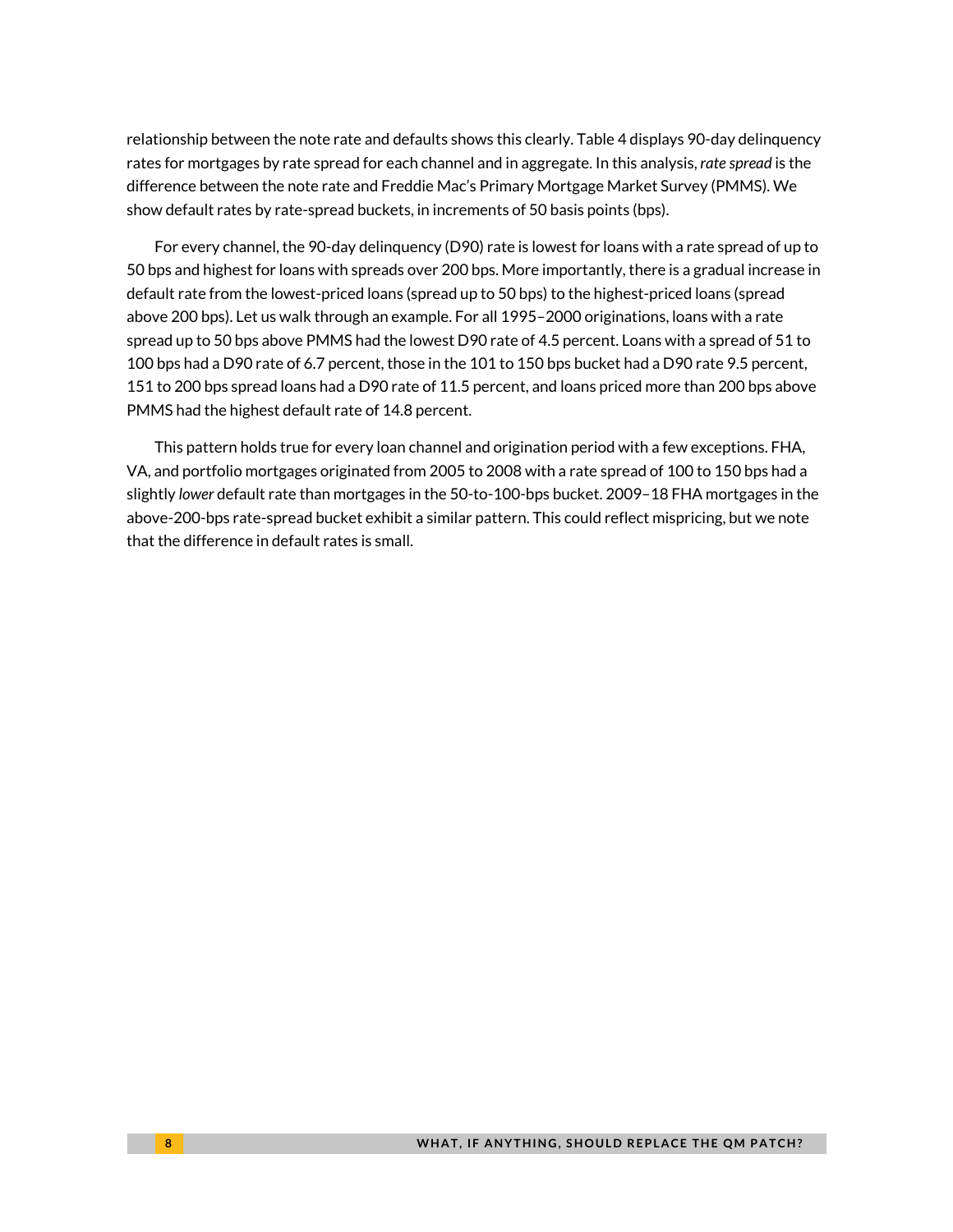relationship between the note rate and defaults shows this clearly. Table 4 displays 90-day delinquency rates for mortgages by rate spread for each channel and in aggregate. In this analysis, *rate spread* is the difference between the note rate and Freddie Mac's Primary Mortgage Market Survey (PMMS). We show default rates by rate-spread buckets, in increments of 50 basis points (bps).

For every channel, the 90-day delinquency (D90) rate is lowest for loans with a rate spread of up to 50 bps and highest for loans with spreads over 200 bps. More importantly, there is a gradual increase in default rate from the lowest-priced loans (spread up to 50 bps) to the highest-priced loans (spread above 200 bps). Let us walk through an example. For all 1995–2000 originations, loans with a rate spread up to 50 bps above PMMS had the lowest D90 rate of 4.5 percent. Loans with a spread of 51 to 100 bps had a D90 rate of 6.7 percent, those in the 101 to 150 bps bucket had a D90 rate 9.5 percent, 151 to 200 bps spread loans had a D90 rate of 11.5 percent, and loans priced more than 200 bps above PMMS had the highest default rate of 14.8 percent.

This pattern holds true for every loan channel and origination period with a few exceptions. FHA, VA, and portfolio mortgages originated from 2005 to 2008 with a rate spread of 100 to 150 bps had a slightly *lower* default rate than mortgages in the 50-to-100-bps bucket. 2009–18 FHA mortgages in the above-200-bps rate-spread bucket exhibit a similar pattern. This could reflect mispricing, but we note that the difference in default rates is small.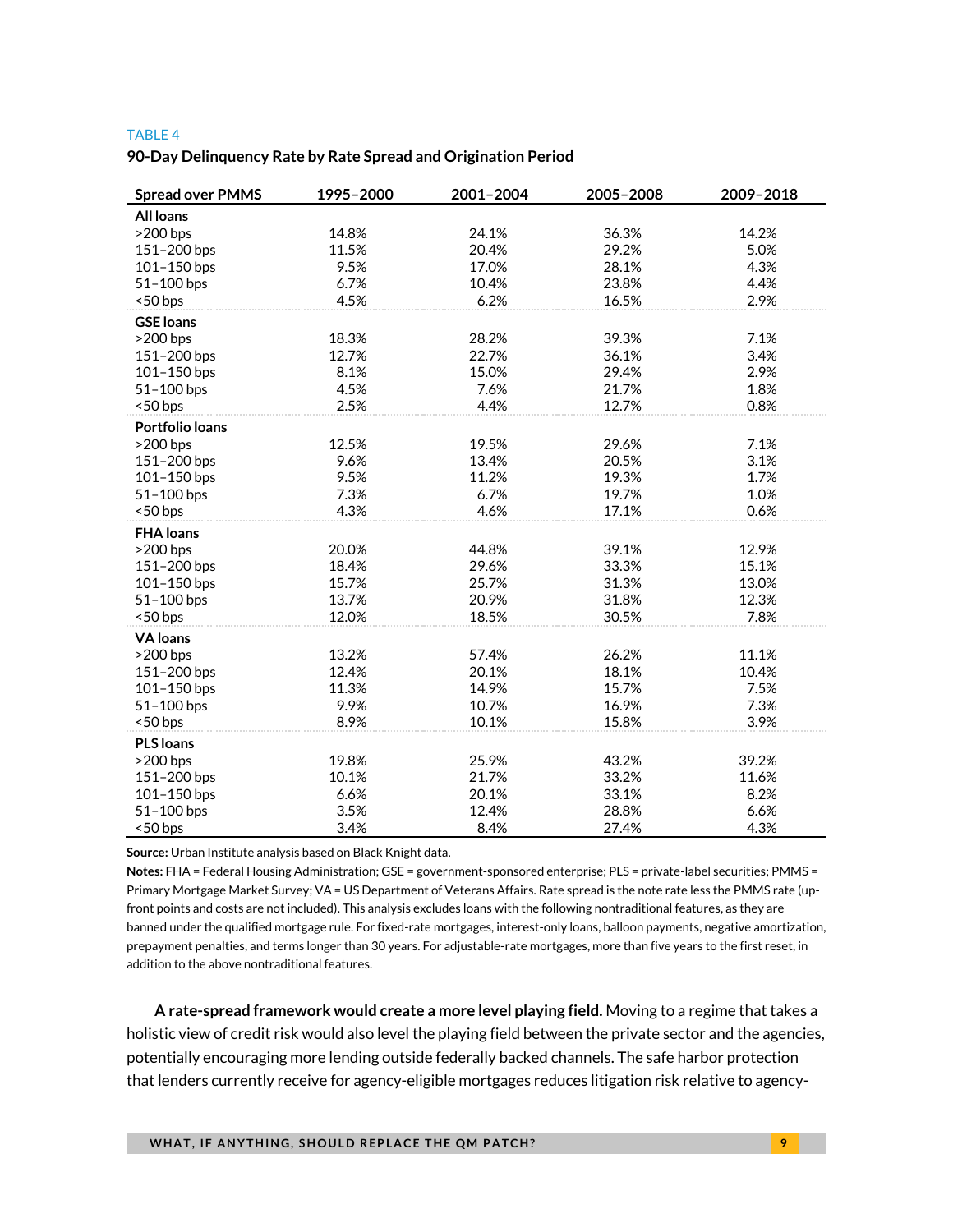TABLE 4

**90-Day Delinquency Rate by Rate Spread and Origination Period**

| Spread over PMMS | 1995–2000 | 2001–2004 | 2005–2008 | 2009–2018 |
|---|---|---|---|---|
| **All loans** | | | | |
| >200 bps | 14.8% | 24.1% | 36.3% | 14.2% |
| 151–200 bps | 11.5% | 20.4% | 29.2% | 5.0% |
| 101–150 bps | 9.5% | 17.0% | 28.1% | 4.3% |
| 51–100 bps | 6.7% | 10.4% | 23.8% | 4.4% |
| <50 bps | 4.5% | 6.2% | 16.5% | 2.9% |
| **GSE loans** | | | | |
| >200 bps | 18.3% | 28.2% | 39.3% | 7.1% |
| 151–200 bps | 12.7% | 22.7% | 36.1% | 3.4% |
| 101–150 bps | 8.1% | 15.0% | 29.4% | 2.9% |
| 51–100 bps | 4.5% | 7.6% | 21.7% | 1.8% |
| <50 bps | 2.5% | 4.4% | 12.7% | 0.8% |
| **Portfolio loans** | | | | |
| >200 bps | 12.5% | 19.5% | 29.6% | 7.1% |
| 151–200 bps | 9.6% | 13.4% | 20.5% | 3.1% |
| 101–150 bps | 9.5% | 11.2% | 19.3% | 1.7% |
| 51–100 bps | 7.3% | 6.7% | 19.7% | 1.0% |
| <50 bps | 4.3% | 4.6% | 17.1% | 0.6% |
| **FHA loans** | | | | |
| >200 bps | 20.0% | 44.8% | 39.1% | 12.9% |
| 151–200 bps | 18.4% | 29.6% | 33.3% | 15.1% |
| 101–150 bps | 15.7% | 25.7% | 31.3% | 13.0% |
| 51–100 bps | 13.7% | 20.9% | 31.8% | 12.3% |
| <50 bps | 12.0% | 18.5% | 30.5% | 7.8% |
| **VA loans** | | | | |
| >200 bps | 13.2% | 57.4% | 26.2% | 11.1% |
| 151–200 bps | 12.4% | 20.1% | 18.1% | 10.4% |
| 101–150 bps | 11.3% | 14.9% | 15.7% | 7.5% |
| 51–100 bps | 9.9% | 10.7% | 16.9% | 7.3% |
| <50 bps | 8.9% | 10.1% | 15.8% | 3.9% |
| **PLS loans** | | | | |
| >200 bps | 19.8% | 25.9% | 43.2% | 39.2% |
| 151–200 bps | 10.1% | 21.7% | 33.2% | 11.6% |
| 101–150 bps | 6.6% | 20.1% | 33.1% | 8.2% |
| 51–100 bps | 3.5% | 12.4% | 28.8% | 6.6% |
| <50 bps | 3.4% | 8.4% | 27.4% | 4.3% |

**Source:** Urban Institute analysis based on Black Knight data.

**Notes:** FHA = Federal Housing Administration; GSE = government-sponsored enterprise; PLS = private-label securities; PMMS = Primary Mortgage Market Survey; VA = US Department of Veterans Affairs. Rate spread is the note rate less the PMMS rate (up-front points and costs are not included). This analysis excludes loans with the following nontraditional features, as they are banned under the qualified mortgage rule. For fixed-rate mortgages, interest-only loans, balloon payments, negative amortization, prepayment penalties, and terms longer than 30 years. For adjustable-rate mortgages, more than five years to the first reset, in addition to the above nontraditional features.

**A rate-spread framework would create a more level playing field.** Moving to a regime that takes a holistic view of credit risk would also level the playing field between the private sector and the agencies, potentially encouraging more lending outside federally backed channels. The safe harbor protection that lenders currently receive for agency-eligible mortgages reduces litigation risk relative to agency-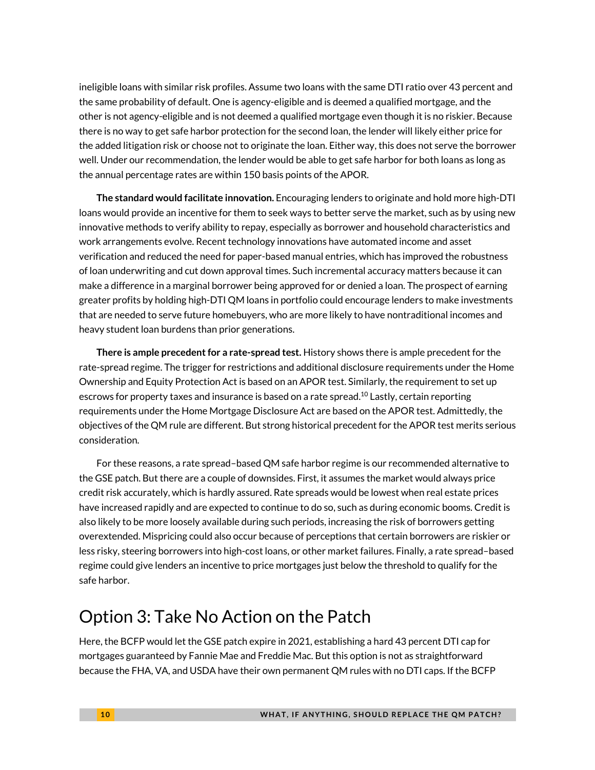ineligible loans with similar risk profiles. Assume two loans with the same DTI ratio over 43 percent and the same probability of default. One is agency-eligible and is deemed a qualified mortgage, and the other is not agency-eligible and is not deemed a qualified mortgage even though it is no riskier. Because there is no way to get safe harbor protection for the second loan, the lender will likely either price for the added litigation risk or choose not to originate the loan. Either way, this does not serve the borrower well. Under our recommendation, the lender would be able to get safe harbor for both loans as long as the annual percentage rates are within 150 basis points of the APOR.

**The standard would facilitate innovation.** Encouraging lenders to originate and hold more high-DTI loans would provide an incentive for them to seek ways to better serve the market, such as by using new innovative methods to verify ability to repay, especially as borrower and household characteristics and work arrangements evolve. Recent technology innovations have automated income and asset verification and reduced the need for paper-based manual entries, which has improved the robustness of loan underwriting and cut down approval times. Such incremental accuracy matters because it can make a difference in a marginal borrower being approved for or denied a loan. The prospect of earning greater profits by holding high-DTI QM loans in portfolio could encourage lenders to make investments that are needed to serve future homebuyers, who are more likely to have nontraditional incomes and heavy student loan burdens than prior generations.

**There is ample precedent for a rate-spread test.** History shows there is ample precedent for the rate-spread regime. The trigger for restrictions and additional disclosure requirements under the Home Ownership and Equity Protection Act is based on an APOR test. Similarly, the requirement to set up escrows for property taxes and insurance is based on a rate spread.[10] Lastly, certain reporting requirements under the Home Mortgage Disclosure Act are based on the APOR test. Admittedly, the objectives of the QM rule are different. But strong historical precedent for the APOR test merits serious consideration.

For these reasons, a rate spread–based QM safe harbor regime is our recommended alternative to the GSE patch. But there are a couple of downsides. First, it assumes the market would always price credit risk accurately, which is hardly assured. Rate spreads would be lowest when real estate prices have increased rapidly and are expected to continue to do so, such as during economic booms. Credit is also likely to be more loosely available during such periods, increasing the risk of borrowers getting overextended. Mispricing could also occur because of perceptions that certain borrowers are riskier or less risky, steering borrowers into high-cost loans, or other market failures. Finally, a rate spread–based regime could give lenders an incentive to price mortgages just below the threshold to qualify for the safe harbor.

## Option 3: Take No Action on the Patch

Here, the BCFP would let the GSE patch expire in 2021, establishing a hard 43 percent DTI cap for mortgages guaranteed by Fannie Mae and Freddie Mac. But this option is not as straightforward because the FHA, VA, and USDA have their own permanent QM rules with no DTI caps. If the BCFP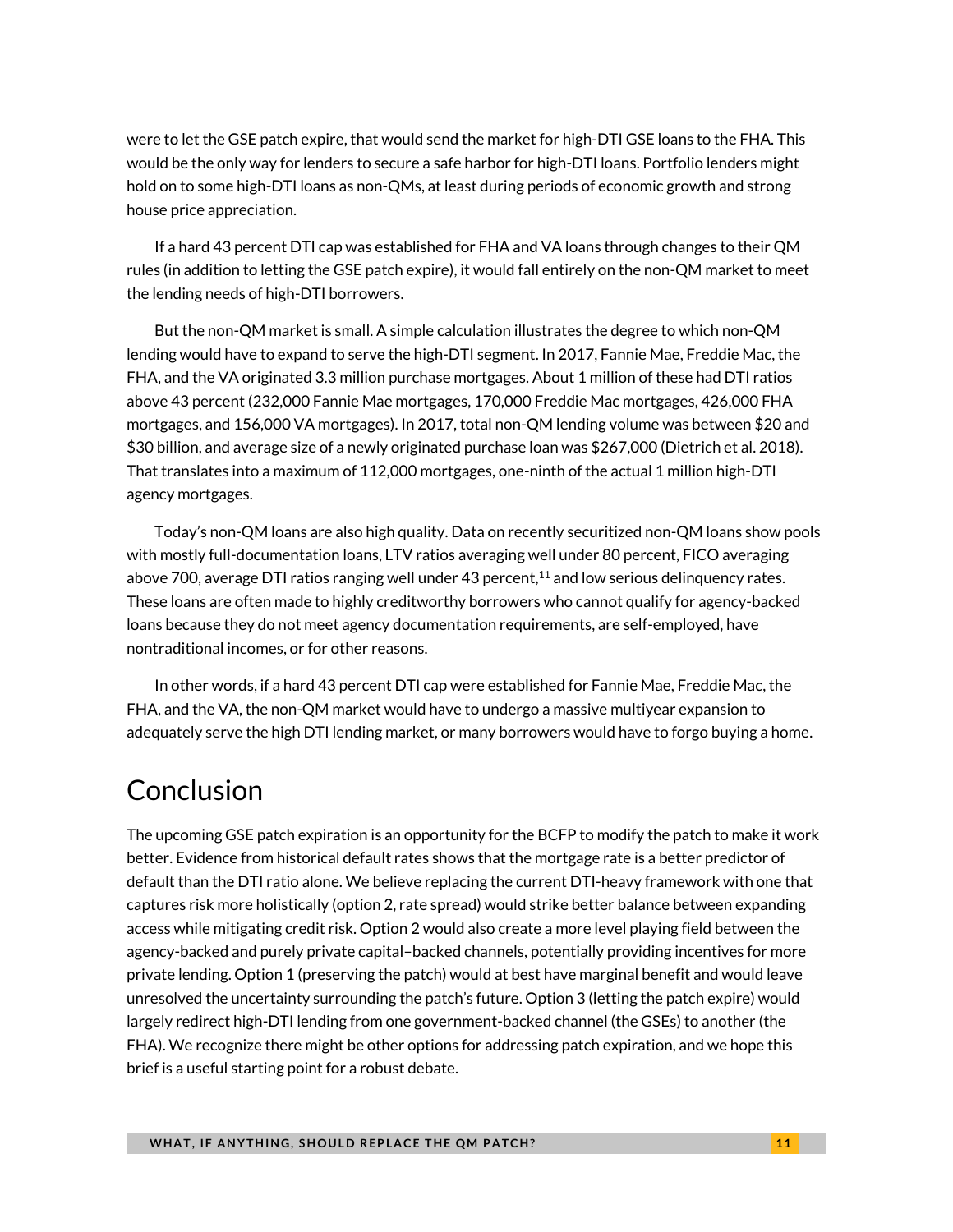were to let the GSE patch expire, that would send the market for high-DTI GSE loans to the FHA. This would be the only way for lenders to secure a safe harbor for high-DTI loans. Portfolio lenders might hold on to some high-DTI loans as non-QMs, at least during periods of economic growth and strong house price appreciation.

If a hard 43 percent DTI cap was established for FHA and VA loans through changes to their QM rules (in addition to letting the GSE patch expire), it would fall entirely on the non-QM market to meet the lending needs of high-DTI borrowers.

But the non-QM market is small. A simple calculation illustrates the degree to which non-QM lending would have to expand to serve the high-DTI segment. In 2017, Fannie Mae, Freddie Mac, the FHA, and the VA originated 3.3 million purchase mortgages. About 1 million of these had DTI ratios above 43 percent (232,000 Fannie Mae mortgages, 170,000 Freddie Mac mortgages, 426,000 FHA mortgages, and 156,000 VA mortgages). In 2017, total non-QM lending volume was between $20 and $30 billion, and average size of a newly originated purchase loan was $267,000 (Dietrich et al. 2018). That translates into a maximum of 112,000 mortgages, one-ninth of the actual 1 million high-DTI agency mortgages.

Today's non-QM loans are also high quality. Data on recently securitized non-QM loans show pools with mostly full-documentation loans, LTV ratios averaging well under 80 percent, FICO averaging above 700, average DTI ratios ranging well under 43 percent,[11] and low serious delinquency rates. These loans are often made to highly creditworthy borrowers who cannot qualify for agency-backed loans because they do not meet agency documentation requirements, are self-employed, have nontraditional incomes, or for other reasons.

In other words, if a hard 43 percent DTI cap were established for Fannie Mae, Freddie Mac, the FHA, and the VA, the non-QM market would have to undergo a massive multiyear expansion to adequately serve the high DTI lending market, or many borrowers would have to forgo buying a home.

# Conclusion

The upcoming GSE patch expiration is an opportunity for the BCFP to modify the patch to make it work better. Evidence from historical default rates shows that the mortgage rate is a better predictor of default than the DTI ratio alone. We believe replacing the current DTI-heavy framework with one that captures risk more holistically (option 2, rate spread) would strike better balance between expanding access while mitigating credit risk. Option 2 would also create a more level playing field between the agency-backed and purely private capital–backed channels, potentially providing incentives for more private lending. Option 1 (preserving the patch) would at best have marginal benefit and would leave unresolved the uncertainty surrounding the patch's future. Option 3 (letting the patch expire) would largely redirect high-DTI lending from one government-backed channel (the GSEs) to another (the FHA). We recognize there might be other options for addressing patch expiration, and we hope this brief is a useful starting point for a robust debate.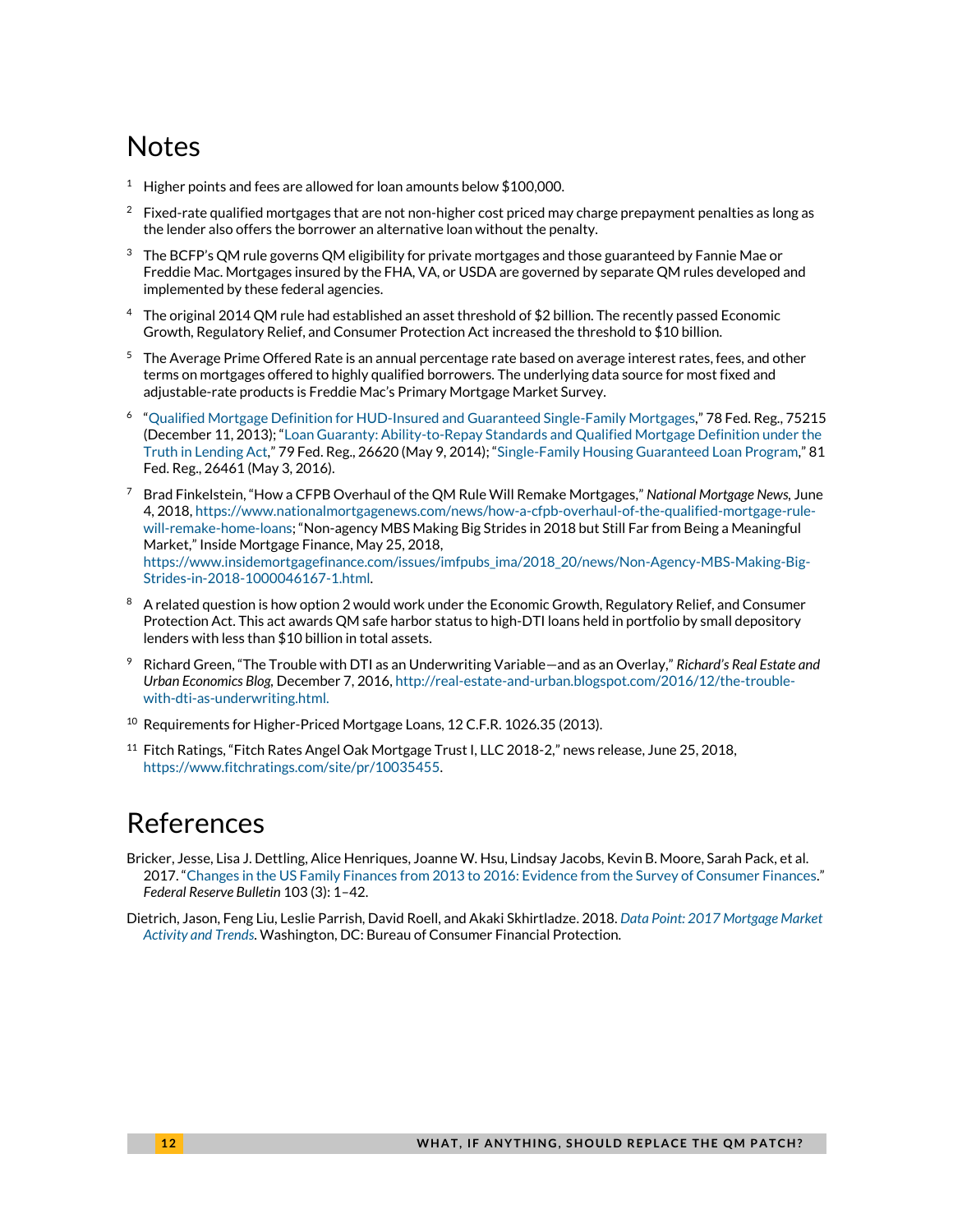# Notes

[1] Higher points and fees are allowed for loan amounts below $100,000.

[2] Fixed-rate qualified mortgages that are not non-higher cost priced may charge prepayment penalties as long as the lender also offers the borrower an alternative loan without the penalty.

[3] The BCFP's QM rule governs QM eligibility for private mortgages and those guaranteed by Fannie Mae or Freddie Mac. Mortgages insured by the FHA, VA, or USDA are governed by separate QM rules developed and implemented by these federal agencies.

[4] The original 2014 QM rule had established an asset threshold of $2 billion. The recently passed Economic Growth, Regulatory Relief, and Consumer Protection Act increased the threshold to $10 billion.

[5] The Average Prime Offered Rate is an annual percentage rate based on average interest rates, fees, and other terms on mortgages offered to highly qualified borrowers. The underlying data source for most fixed and adjustable-rate products is Freddie Mac's Primary Mortgage Market Survey.

[6] "Qualified Mortgage Definition for HUD-Insured and Guaranteed Single-Family Mortgages," 78 Fed. Reg., 75215 (December 11, 2013); "Loan Guaranty: Ability-to-Repay Standards and Qualified Mortgage Definition under the Truth in Lending Act," 79 Fed. Reg., 26620 (May 9, 2014); "Single-Family Housing Guaranteed Loan Program," 81 Fed. Reg., 26461 (May 3, 2016).

[7] Brad Finkelstein, "How a CFPB Overhaul of the QM Rule Will Remake Mortgages," *National Mortgage News*, June 4, 2018, https://www.nationalmortgagenews.com/news/how-a-cfpb-overhaul-of-the-qualified-mortgage-rule-will-remake-home-loans; "Non-agency MBS Making Big Strides in 2018 but Still Far from Being a Meaningful Market," Inside Mortgage Finance, May 25, 2018, https://www.insidemortgagefinance.com/issues/imfpubs_ima/2018_20/news/Non-Agency-MBS-Making-Big-Strides-in-2018-1000046167-1.html.

[8] A related question is how option 2 would work under the Economic Growth, Regulatory Relief, and Consumer Protection Act. This act awards QM safe harbor status to high-DTI loans held in portfolio by small depository lenders with less than $10 billion in total assets.

[9] Richard Green, "The Trouble with DTI as an Underwriting Variable—and as an Overlay," *Richard's Real Estate and Urban Economics Blog*, December 7, 2016, http://real-estate-and-urban.blogspot.com/2016/12/the-trouble-with-dti-as-underwriting.html.

[10] Requirements for Higher-Priced Mortgage Loans, 12 C.F.R. 1026.35 (2013).

[11] Fitch Ratings, "Fitch Rates Angel Oak Mortgage Trust I, LLC 2018-2," news release, June 25, 2018, https://www.fitchratings.com/site/pr/10035455.

# References

Bricker, Jesse, Lisa J. Dettling, Alice Henriques, Joanne W. Hsu, Lindsay Jacobs, Kevin B. Moore, Sarah Pack, et al. 2017. "Changes in the US Family Finances from 2013 to 2016: Evidence from the Survey of Consumer Finances." *Federal Reserve Bulletin* 103 (3): 1–42.

Dietrich, Jason, Feng Liu, Leslie Parrish, David Roell, and Akaki Skhirtladze. 2018. *Data Point: 2017 Mortgage Market Activity and Trends*. Washington, DC: Bureau of Consumer Financial Protection.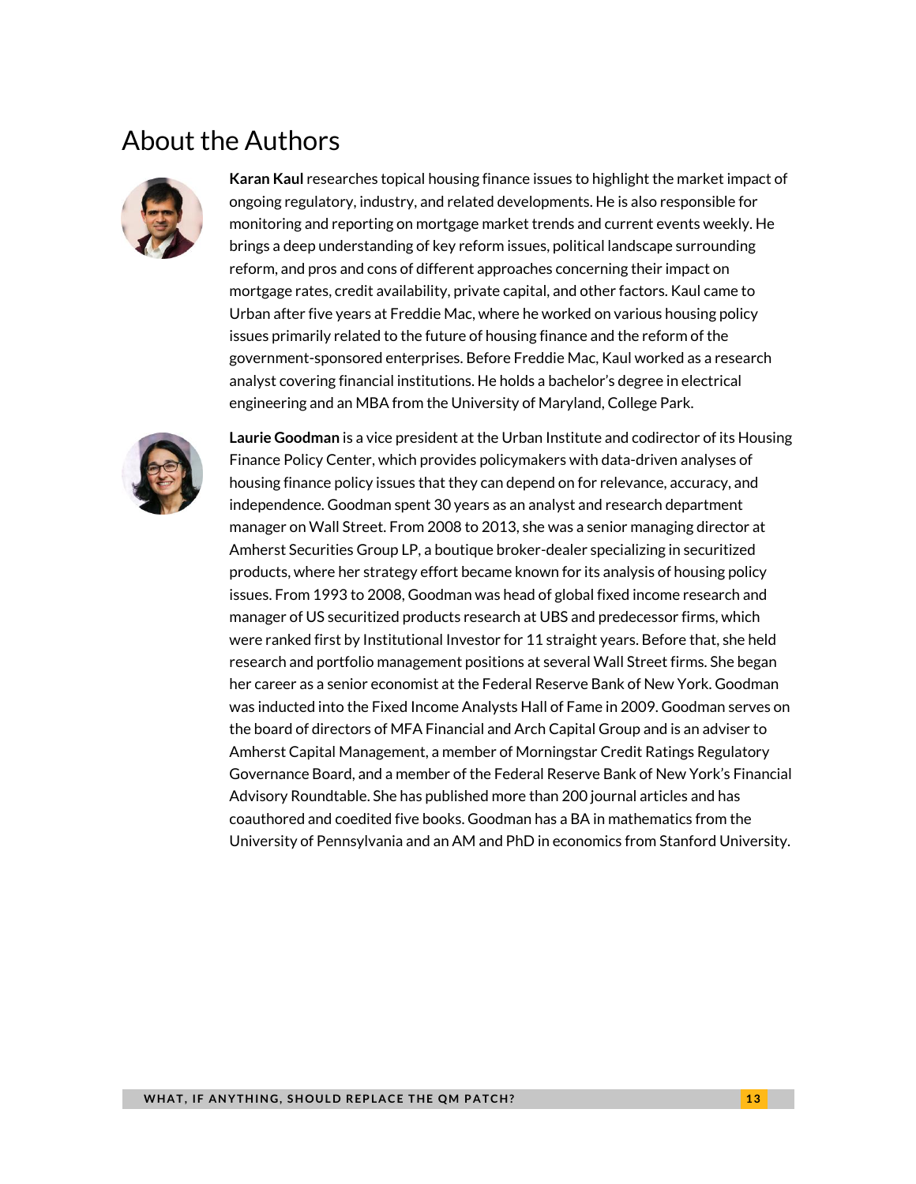# About the Authors

**Karan Kaul** researches topical housing finance issues to highlight the market impact of ongoing regulatory, industry, and related developments. He is also responsible for monitoring and reporting on mortgage market trends and current events weekly. He brings a deep understanding of key reform issues, political landscape surrounding reform, and pros and cons of different approaches concerning their impact on mortgage rates, credit availability, private capital, and other factors. Kaul came to Urban after five years at Freddie Mac, where he worked on various housing policy issues primarily related to the future of housing finance and the reform of the government-sponsored enterprises. Before Freddie Mac, Kaul worked as a research analyst covering financial institutions. He holds a bachelor's degree in electrical engineering and an MBA from the University of Maryland, College Park.

**Laurie Goodman** is a vice president at the Urban Institute and codirector of its Housing Finance Policy Center, which provides policymakers with data-driven analyses of housing finance policy issues that they can depend on for relevance, accuracy, and independence. Goodman spent 30 years as an analyst and research department manager on Wall Street. From 2008 to 2013, she was a senior managing director at Amherst Securities Group LP, a boutique broker-dealer specializing in securitized products, where her strategy effort became known for its analysis of housing policy issues. From 1993 to 2008, Goodman was head of global fixed income research and manager of US securitized products research at UBS and predecessor firms, which were ranked first by Institutional Investor for 11 straight years. Before that, she held research and portfolio management positions at several Wall Street firms. She began her career as a senior economist at the Federal Reserve Bank of New York. Goodman was inducted into the Fixed Income Analysts Hall of Fame in 2009. Goodman serves on the board of directors of MFA Financial and Arch Capital Group and is an adviser to Amherst Capital Management, a member of Morningstar Credit Ratings Regulatory Governance Board, and a member of the Federal Reserve Bank of New York's Financial Advisory Roundtable. She has published more than 200 journal articles and has coauthored and coedited five books. Goodman has a BA in mathematics from the University of Pennsylvania and an AM and PhD in economics from Stanford University.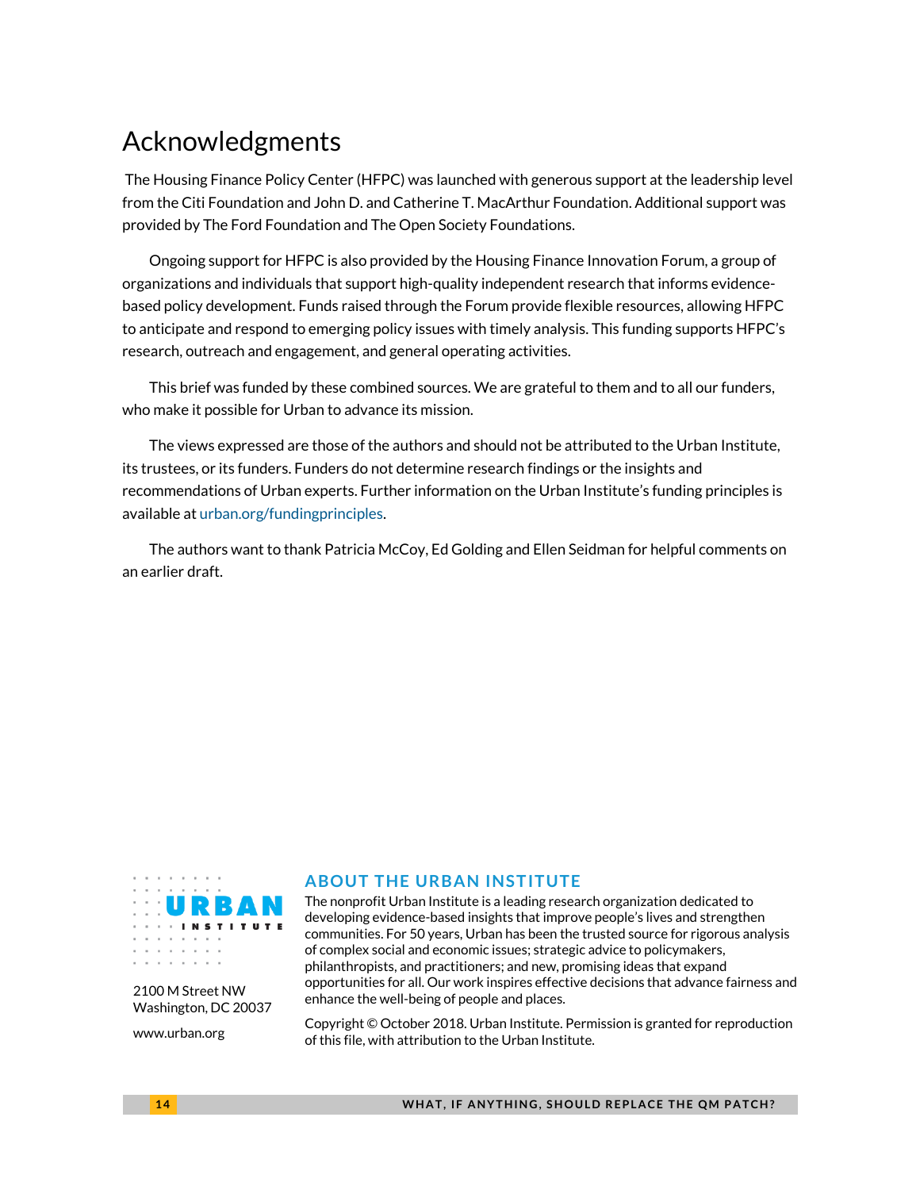# Acknowledgments

The Housing Finance Policy Center (HFPC) was launched with generous support at the leadership level from the Citi Foundation and John D. and Catherine T. MacArthur Foundation. Additional support was provided by The Ford Foundation and The Open Society Foundations.

Ongoing support for HFPC is also provided by the Housing Finance Innovation Forum, a group of organizations and individuals that support high-quality independent research that informs evidence-based policy development. Funds raised through the Forum provide flexible resources, allowing HFPC to anticipate and respond to emerging policy issues with timely analysis. This funding supports HFPC's research, outreach and engagement, and general operating activities.

This brief was funded by these combined sources. We are grateful to them and to all our funders, who make it possible for Urban to advance its mission.

The views expressed are those of the authors and should not be attributed to the Urban Institute, its trustees, or its funders. Funders do not determine research findings or the insights and recommendations of Urban experts. Further information on the Urban Institute's funding principles is available at urban.org/fundingprinciples.

The authors want to thank Patricia McCoy, Ed Golding and Ellen Seidman for helpful comments on an earlier draft.

URBAN INSTITUTE

2100 M Street NW
Washington, DC 20037

www.urban.org

## ABOUT THE URBAN INSTITUTE

The nonprofit Urban Institute is a leading research organization dedicated to developing evidence-based insights that improve people's lives and strengthen communities. For 50 years, Urban has been the trusted source for rigorous analysis of complex social and economic issues; strategic advice to policymakers, philanthropists, and practitioners; and new, promising ideas that expand opportunities for all. Our work inspires effective decisions that advance fairness and enhance the well-being of people and places.

Copyright © October 2018. Urban Institute. Permission is granted for reproduction of this file, with attribution to the Urban Institute.